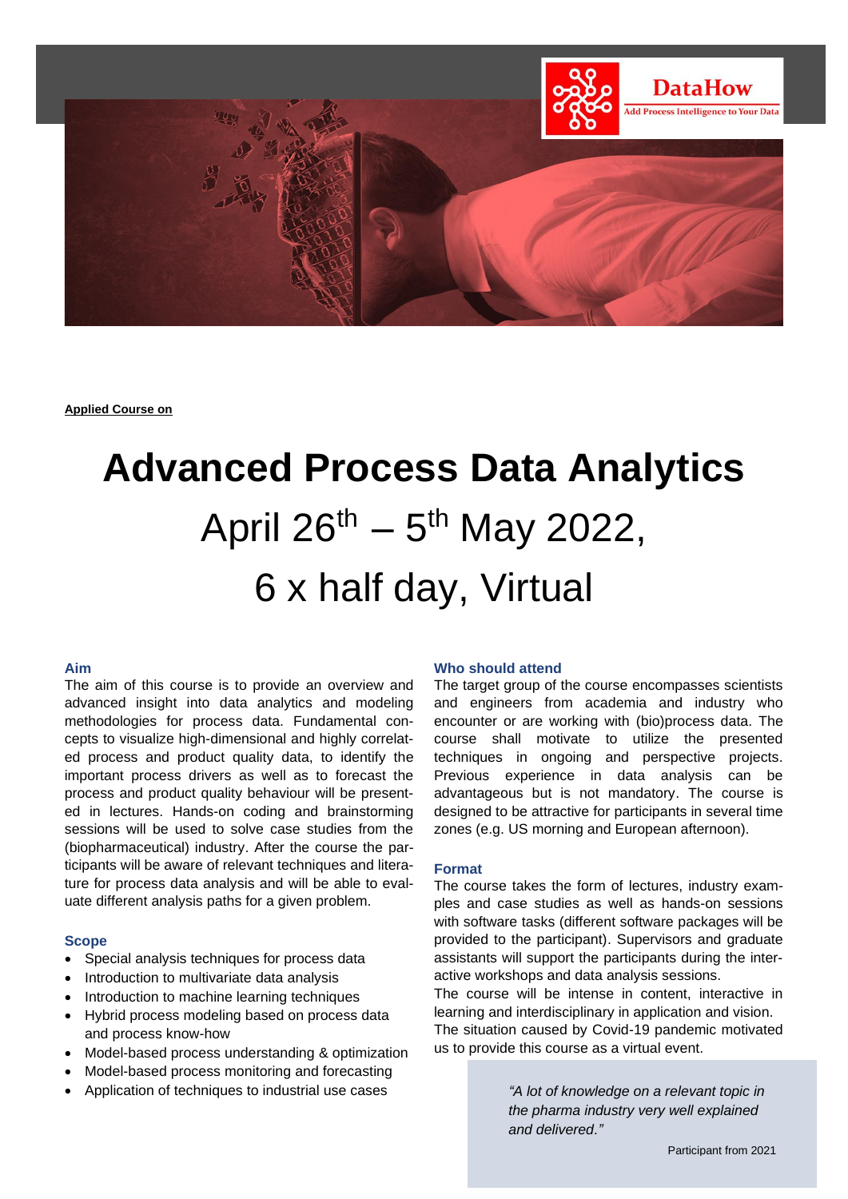DataHow

Add Process Intelligence to Your Data

**Applied Course on**

# Advanced Process Data Analytics

## April 26th – 5th May 2022,

## 6 x half day, Virtual

### Aim

The aim of this course is to provide an overview and advanced insight into data analytics and modeling methodologies for process data. Fundamental concepts to visualize high-dimensional and highly correlated process and product quality data, to identify the important process drivers as well as to forecast the process and product quality behaviour will be presented in lectures. Hands-on coding and brainstorming sessions will be used to solve case studies from the (biopharmaceutical) industry. After the course the participants will be aware of relevant techniques and literature for process data analysis and will be able to evaluate different analysis paths for a given problem.

### Scope

- Special analysis techniques for process data
- Introduction to multivariate data analysis
- Introduction to machine learning techniques
- Hybrid process modeling based on process data and process know-how
- Model-based process understanding & optimization
- Model-based process monitoring and forecasting
- Application of techniques to industrial use cases

### Who should attend

The target group of the course encompasses scientists and engineers from academia and industry who encounter or are working with (bio)process data. The course shall motivate to utilize the presented techniques in ongoing and perspective projects. Previous experience in data analysis can be advantageous but is not mandatory. The course is designed to be attractive for participants in several time zones (e.g. US morning and European afternoon).

### Format

The course takes the form of lectures, industry examples and case studies as well as hands-on sessions with software tasks (different software packages will be provided to the participant). Supervisors and graduate assistants will support the participants during the interactive workshops and data analysis sessions.

The course will be intense in content, interactive in learning and interdisciplinary in application and vision.

The situation caused by Covid-19 pandemic motivated us to provide this course as a virtual event.

> *"A lot of knowledge on a relevant topic in the pharma industry very well explained and delivered."*
>
> Participant from 2021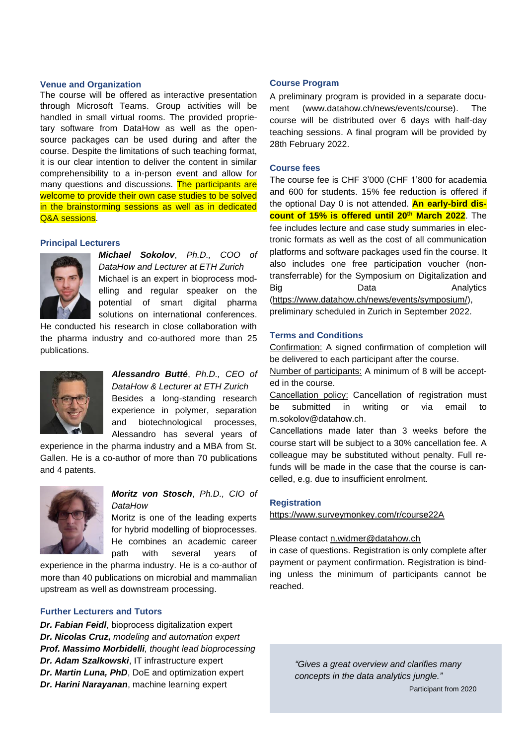### Venue and Organization

The course will be offered as interactive presentation through Microsoft Teams. Group activities will be handled in small virtual rooms. The provided proprietary software from DataHow as well as the open-source packages can be used during and after the course. Despite the limitations of such teaching format, it is our clear intention to deliver the content in similar comprehensibility to a in-person event and allow for many questions and discussions. The participants are welcome to provide their own case studies to be solved in the brainstorming sessions as well as in dedicated Q&A sessions.

### Principal Lecturers

***Michael Sokolov***, *Ph.D., COO of DataHow and Lecturer at ETH Zurich*
Michael is an expert in bioprocess modelling and regular speaker on the potential of smart digital pharma solutions on international conferences. He conducted his research in close collaboration with the pharma industry and co-authored more than 25 publications.

***Alessandro Butté***, *Ph.D., CEO of DataHow & Lecturer at ETH Zurich*
Besides a long-standing research experience in polymer, separation and biotechnological processes, Alessandro has several years of experience in the pharma industry and a MBA from St. Gallen. He is a co-author of more than 70 publications and 4 patents.

***Moritz von Stosch***, *Ph.D., CIO of DataHow*
Moritz is one of the leading experts for hybrid modelling of bioprocesses. He combines an academic career path with several years of experience in the pharma industry. He is a co-author of more than 40 publications on microbial and mammalian upstream as well as downstream processing.

### Further Lecturers and Tutors

***Dr. Fabian Feidl***, bioprocess digitalization expert
***Dr. Nicolas Cruz,*** *modeling and automation expert*
***Prof. Massimo Morbidelli****, thought lead bioprocessing*
***Dr. Adam Szalkowski***, IT infrastructure expert
***Dr. Martin Luna, PhD***, DoE and optimization expert
***Dr. Harini Narayanan***, machine learning expert

### Course Program

A preliminary program is provided in a separate document (www.datahow.ch/news/events/course). The course will be distributed over 6 days with half-day teaching sessions. A final program will be provided by 28th February 2022.

### Course fees

The course fee is CHF 3'000 (CHF 1'800 for academia and 600 for students. 15% fee reduction is offered if the optional Day 0 is not attended. **An early-bird discount of 15% is offered until 20th March 2022**. The fee includes lecture and case study summaries in electronic formats as well as the cost of all communication platforms and software packages used fin the course. It also includes one free participation voucher (non-transferrable) for the Symposium on Digitalization and Big Data Analytics (https://www.datahow.ch/news/events/symposium/), preliminary scheduled in Zurich in September 2022.

### Terms and Conditions

Confirmation: A signed confirmation of completion will be delivered to each participant after the course.
Number of participants: A minimum of 8 will be accepted in the course.
Cancellation policy: Cancellation of registration must be submitted in writing or via email to m.sokolov@datahow.ch.
Cancellations made later than 3 weeks before the course start will be subject to a 30% cancellation fee. A colleague may be substituted without penalty. Full refunds will be made in the case that the course is cancelled, e.g. due to insufficient enrolment.

### Registration

https://www.surveymonkey.com/r/course22A

Please contact n.widmer@datahow.ch in case of questions. Registration is only complete after payment or payment confirmation. Registration is binding unless the minimum of participants cannot be reached.

*"Gives a great overview and clarifies many concepts in the data analytics jungle."*
Participant from 2020